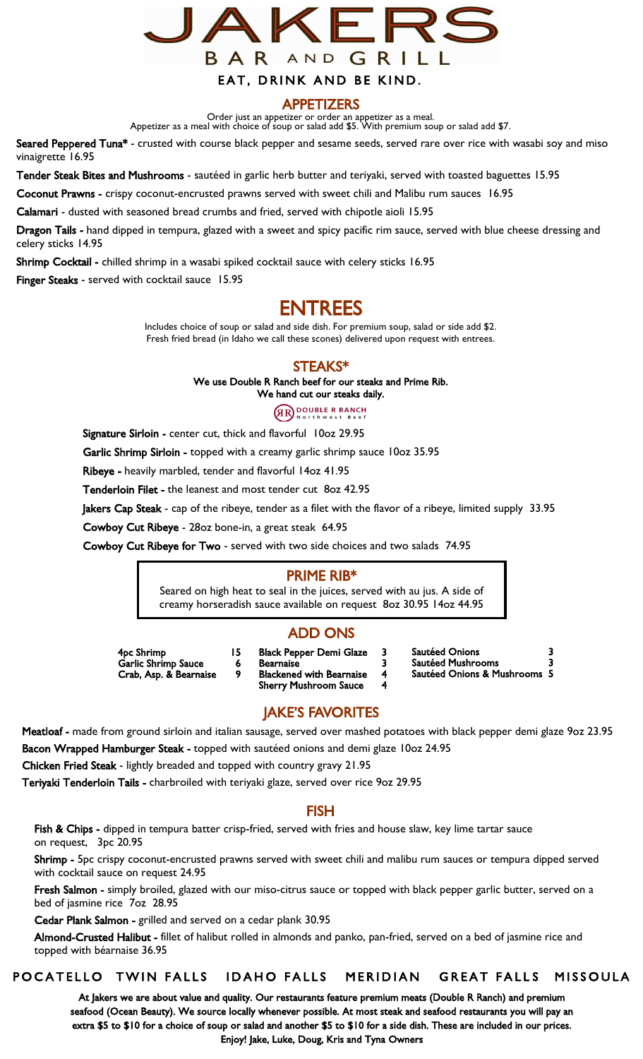# JAKERS

## BAR AND GRILL

EAT, DRINK AND BE KIND.

## APPETIZERS

Order just an appetizer or order an appetizer as a meal.
Appetizer as a meal with choice of soup or salad add $5. With premium soup or salad add $7.

**Seared Peppered Tuna*** - crusted with course black pepper and sesame seeds, served rare over rice with wasabi soy and miso vinaigrette 16.95

**Tender Steak Bites and Mushrooms** - sautéed in garlic herb butter and teriyaki, served with toasted baguettes 15.95

**Coconut Prawns** - crispy coconut-encrusted prawns served with sweet chili and Malibu rum sauces 16.95

**Calamari** - dusted with seasoned bread crumbs and fried, served with chipotle aioli 15.95

**Dragon Tails** - hand dipped in tempura, glazed with a sweet and spicy pacific rim sauce, served with blue cheese dressing and celery sticks 14.95

**Shrimp Cocktail** - chilled shrimp in a wasabi spiked cocktail sauce with celery sticks 16.95

**Finger Steaks** - served with cocktail sauce 15.95

## ENTREES

Includes choice of soup or salad and side dish. For premium soup, salad or side add $2.
Fresh fried bread (in Idaho we call these scones) delivered upon request with entrees.

### STEAKS*

**We use Double R Ranch beef for our steaks and Prime Rib.**
**We hand cut our steaks daily.**

DOUBLE R RANCH Northwest Beef

**Signature Sirloin** - center cut, thick and flavorful 10oz 29.95

**Garlic Shrimp Sirloin** - topped with a creamy garlic shrimp sauce 10oz 35.95

**Ribeye** - heavily marbled, tender and flavorful 14oz 41.95

**Tenderloin Filet** - the leanest and most tender cut 8oz 42.95

**Jakers Cap Steak** - cap of the ribeye, tender as a filet with the flavor of a ribeye, limited supply 33.95

**Cowboy Cut Ribeye** - 28oz bone-in, a great steak 64.95

**Cowboy Cut Ribeye for Two** - served with two side choices and two salads 74.95

### PRIME RIB*

Seared on high heat to seal in the juices, served with au jus. A side of creamy horseradish sauce available on request 8oz 30.95 14oz 44.95

### ADD ONS

| | | | | | |
|---|---|---|---|---|---|
| 4pc Shrimp | 15 | Black Pepper Demi Glaze | 3 | Sautéed Onions | 3 |
| Garlic Shrimp Sauce | 6 | Bearnaise | 3 | Sautéed Mushrooms | 3 |
| Crab, Asp. & Bearnaise | 9 | Blackened with Bearnaise | 4 | Sautéed Onions & Mushrooms | 5 |
| | | Sherry Mushroom Sauce | 4 | | |

### JAKE'S FAVORITES

**Meatloaf** - made from ground sirloin and italian sausage, served over mashed potatoes with black pepper demi glaze 9oz 23.95

**Bacon Wrapped Hamburger Steak** - topped with sautéed onions and demi glaze 10oz 24.95

**Chicken Fried Steak** - lightly breaded and topped with country gravy 21.95

**Teriyaki Tenderloin Tails** - charbroiled with teriyaki glaze, served over rice 9oz 29.95

### FISH

**Fish & Chips** - dipped in tempura batter crisp-fried, served with fries and house slaw, key lime tartar sauce on request, 3pc 20.95

**Shrimp** - 5pc crispy coconut-encrusted prawns served with sweet chili and malibu rum sauces or tempura dipped served with cocktail sauce on request 24.95

**Fresh Salmon** - simply broiled, glazed with our miso-citrus sauce or topped with black pepper garlic butter, served on a bed of jasmine rice 7oz 28.95

**Cedar Plank Salmon** - grilled and served on a cedar plank 30.95

**Almond-Crusted Halibut** - fillet of halibut rolled in almonds and panko, pan-fried, served on a bed of jasmine rice and topped with béarnaise 36.95

POCATELLO TWIN FALLS IDAHO FALLS MERIDIAN GREAT FALLS MISSOULA

**At Jakers we are about value and quality. Our restaurants feature premium meats (Double R Ranch) and premium seafood (Ocean Beauty). We source locally whenever possible. At most steak and seafood restaurants you will pay an extra $5 to $10 for a choice of soup or salad and another $5 to $10 for a side dish. These are included in our prices. Enjoy! Jake, Luke, Doug, Kris and Tyna Owners**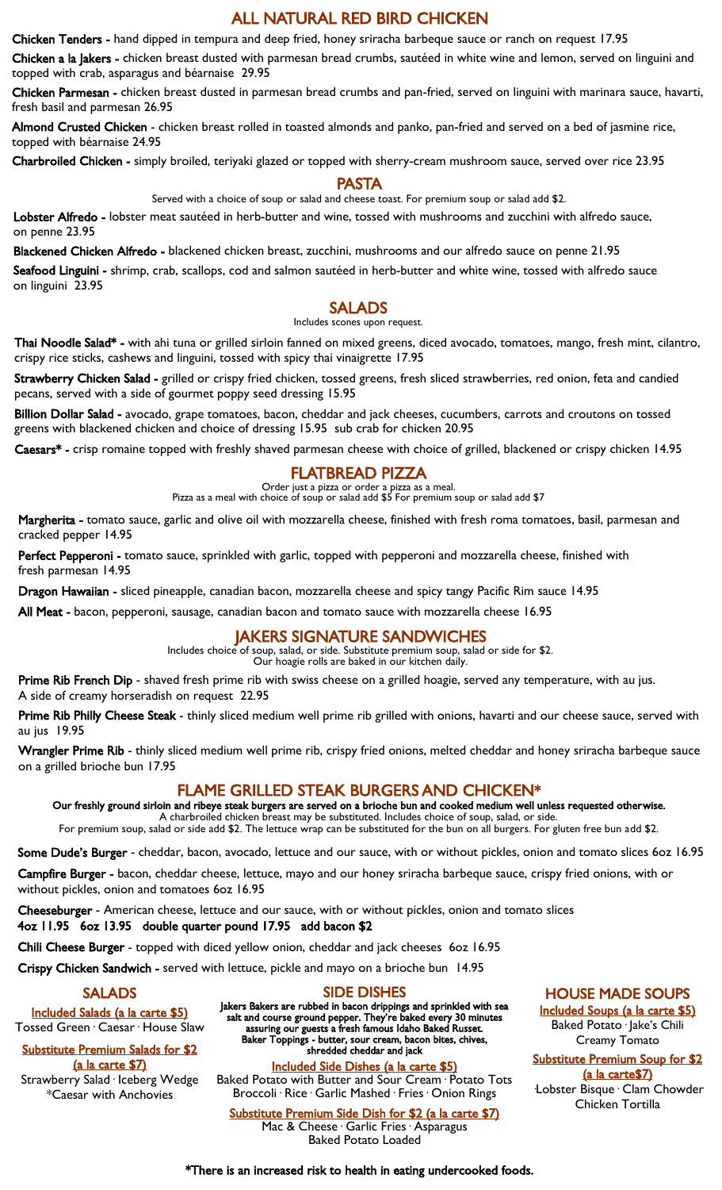# ALL NATURAL RED BIRD CHICKEN

**Chicken Tenders -** hand dipped in tempura and deep fried, honey sriracha barbeque sauce or ranch on request 17.95

**Chicken a la Jakers -** chicken breast dusted with parmesan bread crumbs, sautéed in white wine and lemon, served on linguini and topped with crab, asparagus and béarnaise 29.95

**Chicken Parmesan -** chicken breast dusted in parmesan bread crumbs and pan-fried, served on linguini with marinara sauce, havarti, fresh basil and parmesan 26.95

**Almond Crusted Chicken** - chicken breast rolled in toasted almonds and panko, pan-fried and served on a bed of jasmine rice, topped with béarnaise 24.95

**Charbroiled Chicken -** simply broiled, teriyaki glazed or topped with sherry-cream mushroom sauce, served over rice 23.95

# PASTA

Served with a choice of soup or salad and cheese toast. For premium soup or salad add $2.

**Lobster Alfredo -** lobster meat sautéed in herb-butter and wine, tossed with mushrooms and zucchini with alfredo sauce, on penne 23.95

**Blackened Chicken Alfredo -** blackened chicken breast, zucchini, mushrooms and our alfredo sauce on penne 21.95

**Seafood Linguini -** shrimp, crab, scallops, cod and salmon sautéed in herb-butter and white wine, tossed with alfredo sauce on linguini 23.95

# SALADS

Includes scones upon request.

**Thai Noodle Salad\* -** with ahi tuna or grilled sirloin fanned on mixed greens, diced avocado, tomatoes, mango, fresh mint, cilantro, crispy rice sticks, cashews and linguini, tossed with spicy thai vinaigrette 17.95

**Strawberry Chicken Salad -** grilled or crispy fried chicken, tossed greens, fresh sliced strawberries, red onion, feta and candied pecans, served with a side of gourmet poppy seed dressing 15.95

**Billion Dollar Salad -** avocado, grape tomatoes, bacon, cheddar and jack cheeses, cucumbers, carrots and croutons on tossed greens with blackened chicken and choice of dressing 15.95 sub crab for chicken 20.95

**Caesars\* -** crisp romaine topped with freshly shaved parmesan cheese with choice of grilled, blackened or crispy chicken 14.95

# FLATBREAD PIZZA

Order just a pizza or order a pizza as a meal.
Pizza as a meal with choice of soup or salad add $5 For premium soup or salad add $7

**Margherita -** tomato sauce, garlic and olive oil with mozzarella cheese, finished with fresh roma tomatoes, basil, parmesan and cracked pepper 14.95

**Perfect Pepperoni -** tomato sauce, sprinkled with garlic, topped with pepperoni and mozzarella cheese, finished with fresh parmesan 14.95

**Dragon Hawaiian -** sliced pineapple, canadian bacon, mozzarella cheese and spicy tangy Pacific Rim sauce 14.95

**All Meat -** bacon, pepperoni, sausage, canadian bacon and tomato sauce with mozzarella cheese 16.95

# JAKERS SIGNATURE SANDWICHES

Includes choice of soup, salad, or side. Substitute premium soup, salad or side for $2.
Our hoagie rolls are baked in our kitchen daily.

**Prime Rib French Dip** - shaved fresh prime rib with swiss cheese on a grilled hoagie, served any temperature, with au jus. A side of creamy horseradish on request 22.95

**Prime Rib Philly Cheese Steak** - thinly sliced medium well prime rib grilled with onions, havarti and our cheese sauce, served with au jus 19.95

**Wrangler Prime Rib** - thinly sliced medium well prime rib, crispy fried onions, melted cheddar and honey sriracha barbeque sauce on a grilled brioche bun 17.95

# FLAME GRILLED STEAK BURGERS AND CHICKEN*

**Our freshly ground sirloin and ribeye steak burgers are served on a brioche bun and cooked medium well unless requested otherwise.**
A charbroiled chicken breast may be substituted. Includes choice of soup, salad, or side.
For premium soup, salad or side add $2. The lettuce wrap can be substituted for the bun on all burgers. For gluten free bun add $2.

**Some Dude's Burger** - cheddar, bacon, avocado, lettuce and our sauce, with or without pickles, onion and tomato slices 6oz 16.95

**Campfire Burger -** bacon, cheddar cheese, lettuce, mayo and our honey sriracha barbeque sauce, crispy fried onions, with or without pickles, onion and tomatoes 6oz 16.95

**Cheeseburger** - American cheese, lettuce and our sauce, with or without pickles, onion and tomato slices
**4oz 11.95 6oz 13.95 double quarter pound 17.95 add bacon $2**

**Chili Cheese Burger** - topped with diced yellow onion, cheddar and jack cheeses 6oz 16.95

**Crispy Chicken Sandwich -** served with lettuce, pickle and mayo on a brioche bun 14.95

## SALADS

**Included Salads (a la carte $5)**
Tossed Green · Caesar · House Slaw

**Substitute Premium Salads for $2 (a la carte $7)**
Strawberry Salad · Iceberg Wedge
\*Caesar with Anchovies

## SIDE DISHES

**Jakers Bakers are rubbed in bacon drippings and sprinkled with sea salt and course ground pepper. They're baked every 30 minutes assuring our guests a fresh famous Idaho Baked Russet. Baker Toppings - butter, sour cream, bacon bites, chives, shredded cheddar and jack**

**Included Side Dishes (a la carte $5)**
Baked Potato with Butter and Sour Cream · Potato Tots
Broccoli · Rice · Garlic Mashed · Fries · Onion Rings

**Substitute Premium Side Dish for $2 (a la carte $7)**
Mac & Cheese · Garlic Fries · Asparagus
Baked Potato Loaded

## HOUSE MADE SOUPS

**Included Soups (a la carte $5)**
Baked Potato · Jake's Chili
Creamy Tomato

**Substitute Premium Soup for $2 (a la carte$7)**
·Lobster Bisque · Clam Chowder
Chicken Tortilla

**\*There is an increased risk to health in eating undercooked foods.**